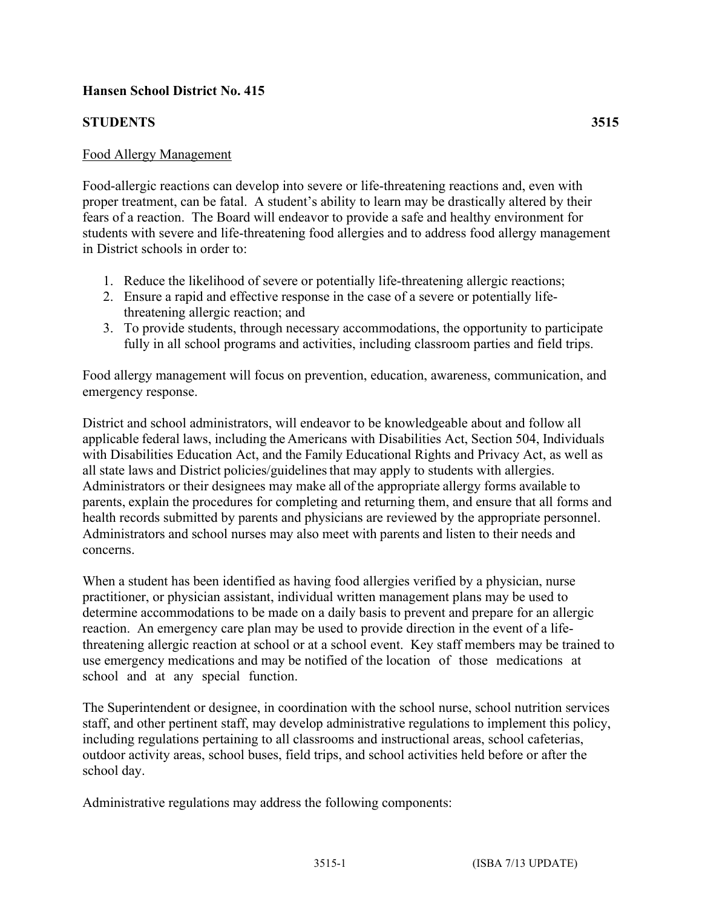**Hansen School District No. 415**

**STUDENTS 3515**

Food Allergy Management

Food-allergic reactions can develop into severe or life-threatening reactions and, even with proper treatment, can be fatal. A student's ability to learn may be drastically altered by their fears of a reaction. The Board will endeavor to provide a safe and healthy environment for students with severe and life-threatening food allergies and to address food allergy management in District schools in order to:

1. Reduce the likelihood of severe or potentially life-threatening allergic reactions;
2. Ensure a rapid and effective response in the case of a severe or potentially life-threatening allergic reaction; and
3. To provide students, through necessary accommodations, the opportunity to participate fully in all school programs and activities, including classroom parties and field trips.

Food allergy management will focus on prevention, education, awareness, communication, and emergency response.

District and school administrators, will endeavor to be knowledgeable about and follow all applicable federal laws, including the Americans with Disabilities Act, Section 504, Individuals with Disabilities Education Act, and the Family Educational Rights and Privacy Act, as well as all state laws and District policies/guidelines that may apply to students with allergies. Administrators or their designees may make all of the appropriate allergy forms available to parents, explain the procedures for completing and returning them, and ensure that all forms and health records submitted by parents and physicians are reviewed by the appropriate personnel. Administrators and school nurses may also meet with parents and listen to their needs and concerns.

When a student has been identified as having food allergies verified by a physician, nurse practitioner, or physician assistant, individual written management plans may be used to determine accommodations to be made on a daily basis to prevent and prepare for an allergic reaction. An emergency care plan may be used to provide direction in the event of a life-threatening allergic reaction at school or at a school event. Key staff members may be trained to use emergency medications and may be notified of the location of those medications at school and at any special function.

The Superintendent or designee, in coordination with the school nurse, school nutrition services staff, and other pertinent staff, may develop administrative regulations to implement this policy, including regulations pertaining to all classrooms and instructional areas, school cafeterias, outdoor activity areas, school buses, field trips, and school activities held before or after the school day.

Administrative regulations may address the following components: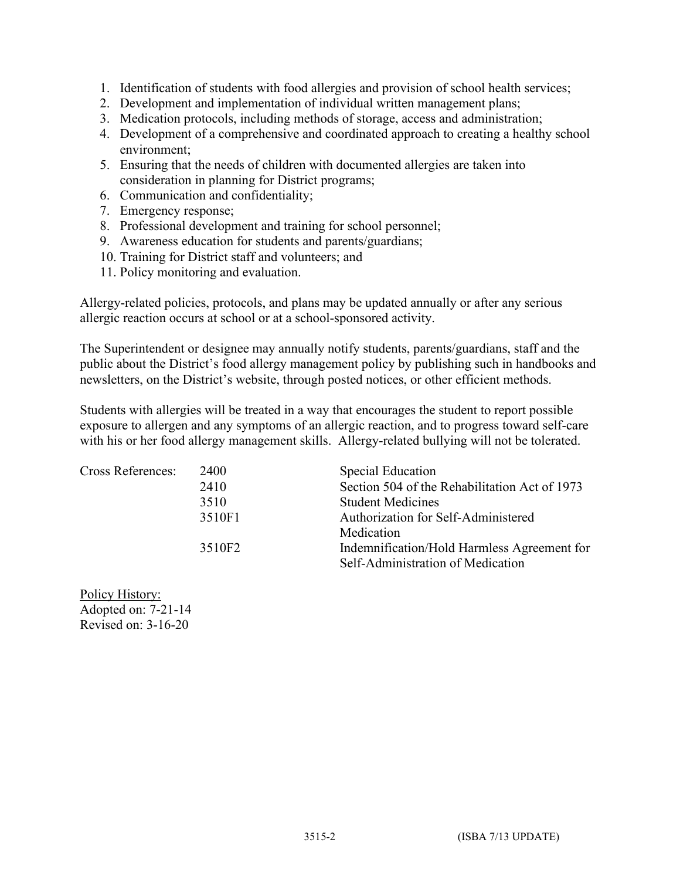1. Identification of students with food allergies and provision of school health services;
2. Development and implementation of individual written management plans;
3. Medication protocols, including methods of storage, access and administration;
4. Development of a comprehensive and coordinated approach to creating a healthy school environment;
5. Ensuring that the needs of children with documented allergies are taken into consideration in planning for District programs;
6. Communication and confidentiality;
7. Emergency response;
8. Professional development and training for school personnel;
9. Awareness education for students and parents/guardians;
10. Training for District staff and volunteers; and
11. Policy monitoring and evaluation.

Allergy-related policies, protocols, and plans may be updated annually or after any serious allergic reaction occurs at school or at a school-sponsored activity.

The Superintendent or designee may annually notify students, parents/guardians, staff and the public about the District's food allergy management policy by publishing such in handbooks and newsletters, on the District's website, through posted notices, or other efficient methods.

Students with allergies will be treated in a way that encourages the student to report possible exposure to allergen and any symptoms of an allergic reaction, and to progress toward self-care with his or her food allergy management skills. Allergy-related bullying will not be tolerated.

| | | |
|---|---|---|
| Cross References: | 2400 | Special Education |
| | 2410 | Section 504 of the Rehabilitation Act of 1973 |
| | 3510 | Student Medicines |
| | 3510F1 | Authorization for Self-Administered Medication |
| | 3510F2 | Indemnification/Hold Harmless Agreement for Self-Administration of Medication |

Policy History:
Adopted on: 7-21-14
Revised on: 3-16-20